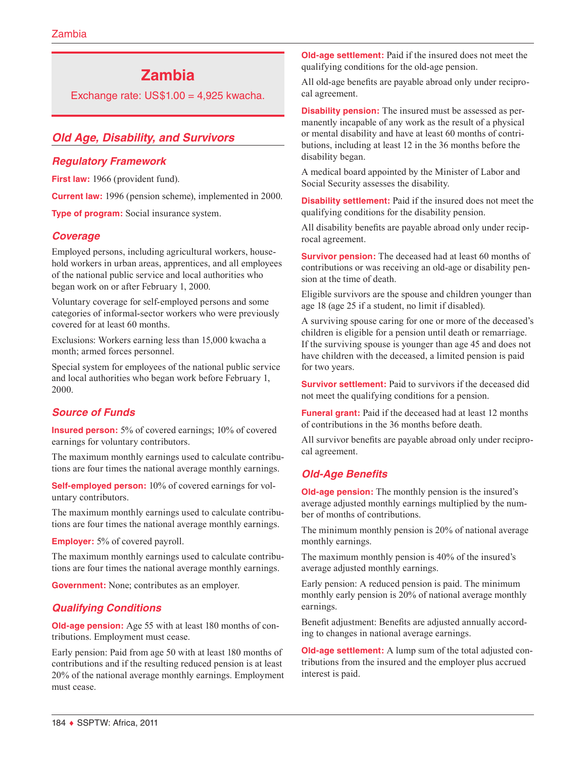# Zambia

Exchange rate: US$1.00 = 4,925 kwacha.

## Old Age, Disability, and Survivors

### Regulatory Framework

**First law:** 1966 (provident fund).

**Current law:** 1996 (pension scheme), implemented in 2000.

**Type of program:** Social insurance system.

### Coverage

Employed persons, including agricultural workers, household workers in urban areas, apprentices, and all employees of the national public service and local authorities who began work on or after February 1, 2000.

Voluntary coverage for self-employed persons and some categories of informal-sector workers who were previously covered for at least 60 months.

Exclusions: Workers earning less than 15,000 kwacha a month; armed forces personnel.

Special system for employees of the national public service and local authorities who began work before February 1, 2000.

### Source of Funds

**Insured person:** 5% of covered earnings; 10% of covered earnings for voluntary contributors.

The maximum monthly earnings used to calculate contributions are four times the national average monthly earnings.

**Self-employed person:** 10% of covered earnings for voluntary contributors.

The maximum monthly earnings used to calculate contributions are four times the national average monthly earnings.

**Employer:** 5% of covered payroll.

The maximum monthly earnings used to calculate contributions are four times the national average monthly earnings.

**Government:** None; contributes as an employer.

### Qualifying Conditions

**Old-age pension:** Age 55 with at least 180 months of contributions. Employment must cease.

Early pension: Paid from age 50 with at least 180 months of contributions and if the resulting reduced pension is at least 20% of the national average monthly earnings. Employment must cease.

**Old-age settlement:** Paid if the insured does not meet the qualifying conditions for the old-age pension.

All old-age benefits are payable abroad only under reciprocal agreement.

**Disability pension:** The insured must be assessed as permanently incapable of any work as the result of a physical or mental disability and have at least 60 months of contributions, including at least 12 in the 36 months before the disability began.

A medical board appointed by the Minister of Labor and Social Security assesses the disability.

**Disability settlement:** Paid if the insured does not meet the qualifying conditions for the disability pension.

All disability benefits are payable abroad only under reciprocal agreement.

**Survivor pension:** The deceased had at least 60 months of contributions or was receiving an old-age or disability pension at the time of death.

Eligible survivors are the spouse and children younger than age 18 (age 25 if a student, no limit if disabled).

A surviving spouse caring for one or more of the deceased's children is eligible for a pension until death or remarriage. If the surviving spouse is younger than age 45 and does not have children with the deceased, a limited pension is paid for two years.

**Survivor settlement:** Paid to survivors if the deceased did not meet the qualifying conditions for a pension.

**Funeral grant:** Paid if the deceased had at least 12 months of contributions in the 36 months before death.

All survivor benefits are payable abroad only under reciprocal agreement.

### Old-Age Benefits

**Old-age pension:** The monthly pension is the insured's average adjusted monthly earnings multiplied by the number of months of contributions.

The minimum monthly pension is 20% of national average monthly earnings.

The maximum monthly pension is 40% of the insured's average adjusted monthly earnings.

Early pension: A reduced pension is paid. The minimum monthly early pension is 20% of national average monthly earnings.

Benefit adjustment: Benefits are adjusted annually according to changes in national average earnings.

**Old-age settlement:** A lump sum of the total adjusted contributions from the insured and the employer plus accrued interest is paid.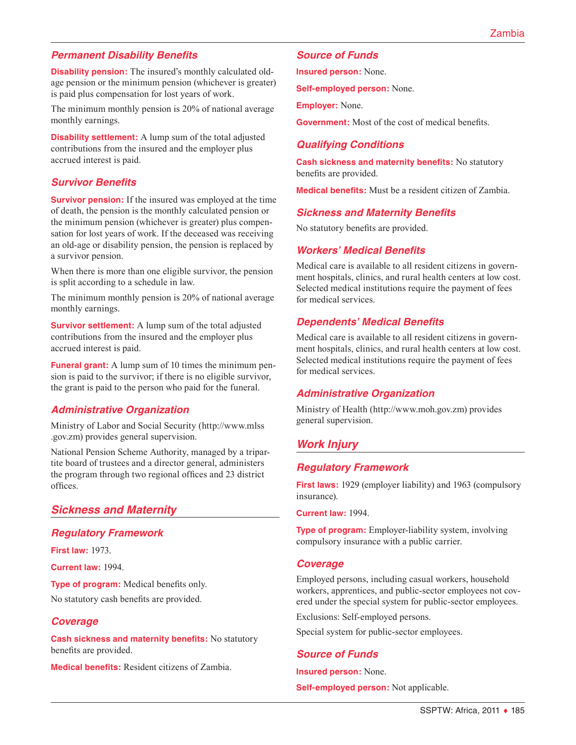### Permanent Disability Benefits

**Disability pension:** The insured's monthly calculated old-age pension or the minimum pension (whichever is greater) is paid plus compensation for lost years of work.

The minimum monthly pension is 20% of national average monthly earnings.

**Disability settlement:** A lump sum of the total adjusted contributions from the insured and the employer plus accrued interest is paid.

### Survivor Benefits

**Survivor pension:** If the insured was employed at the time of death, the pension is the monthly calculated pension or the minimum pension (whichever is greater) plus compensation for lost years of work. If the deceased was receiving an old-age or disability pension, the pension is replaced by a survivor pension.

When there is more than one eligible survivor, the pension is split according to a schedule in law.

The minimum monthly pension is 20% of national average monthly earnings.

**Survivor settlement:** A lump sum of the total adjusted contributions from the insured and the employer plus accrued interest is paid.

**Funeral grant:** A lump sum of 10 times the minimum pension is paid to the survivor; if there is no eligible survivor, the grant is paid to the person who paid for the funeral.

### Administrative Organization

Ministry of Labor and Social Security (http://www.mlss.gov.zm) provides general supervision.

National Pension Scheme Authority, managed by a tripartite board of trustees and a director general, administers the program through two regional offices and 23 district offices.

## Sickness and Maternity

### Regulatory Framework

**First law:** 1973.

**Current law:** 1994.

**Type of program:** Medical benefits only.

No statutory cash benefits are provided.

### Coverage

**Cash sickness and maternity benefits:** No statutory benefits are provided.

**Medical benefits:** Resident citizens of Zambia.

### Source of Funds

**Insured person:** None.

**Self-employed person:** None.

**Employer:** None.

**Government:** Most of the cost of medical benefits.

### Qualifying Conditions

**Cash sickness and maternity benefits:** No statutory benefits are provided.

**Medical benefits:** Must be a resident citizen of Zambia.

### Sickness and Maternity Benefits

No statutory benefits are provided.

### Workers' Medical Benefits

Medical care is available to all resident citizens in government hospitals, clinics, and rural health centers at low cost. Selected medical institutions require the payment of fees for medical services.

### Dependents' Medical Benefits

Medical care is available to all resident citizens in government hospitals, clinics, and rural health centers at low cost. Selected medical institutions require the payment of fees for medical services.

### Administrative Organization

Ministry of Health (http://www.moh.gov.zm) provides general supervision.

## Work Injury

### Regulatory Framework

**First laws:** 1929 (employer liability) and 1963 (compulsory insurance).

**Current law:** 1994.

**Type of program:** Employer-liability system, involving compulsory insurance with a public carrier.

### Coverage

Employed persons, including casual workers, household workers, apprentices, and public-sector employees not covered under the special system for public-sector employees.

Exclusions: Self-employed persons.

Special system for public-sector employees.

### Source of Funds

**Insured person:** None.

**Self-employed person:** Not applicable.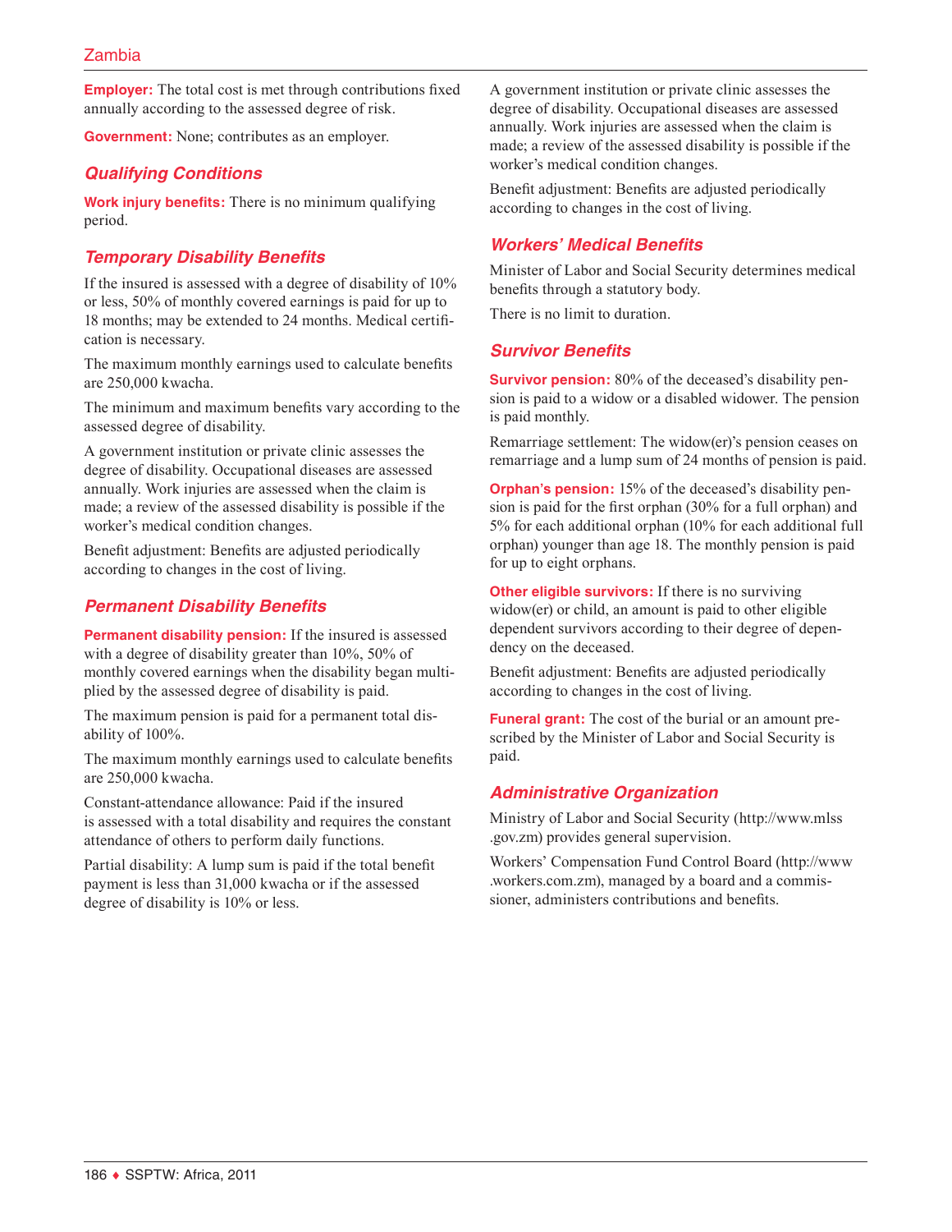**Employer:** The total cost is met through contributions fixed annually according to the assessed degree of risk.

**Government:** None; contributes as an employer.

### Qualifying Conditions

**Work injury benefits:** There is no minimum qualifying period.

### Temporary Disability Benefits

If the insured is assessed with a degree of disability of 10% or less, 50% of monthly covered earnings is paid for up to 18 months; may be extended to 24 months. Medical certification is necessary.

The maximum monthly earnings used to calculate benefits are 250,000 kwacha.

The minimum and maximum benefits vary according to the assessed degree of disability.

A government institution or private clinic assesses the degree of disability. Occupational diseases are assessed annually. Work injuries are assessed when the claim is made; a review of the assessed disability is possible if the worker's medical condition changes.

Benefit adjustment: Benefits are adjusted periodically according to changes in the cost of living.

### Permanent Disability Benefits

**Permanent disability pension:** If the insured is assessed with a degree of disability greater than 10%, 50% of monthly covered earnings when the disability began multiplied by the assessed degree of disability is paid.

The maximum pension is paid for a permanent total disability of 100%.

The maximum monthly earnings used to calculate benefits are 250,000 kwacha.

Constant-attendance allowance: Paid if the insured is assessed with a total disability and requires the constant attendance of others to perform daily functions.

Partial disability: A lump sum is paid if the total benefit payment is less than 31,000 kwacha or if the assessed degree of disability is 10% or less.

A government institution or private clinic assesses the degree of disability. Occupational diseases are assessed annually. Work injuries are assessed when the claim is made; a review of the assessed disability is possible if the worker's medical condition changes.

Benefit adjustment: Benefits are adjusted periodically according to changes in the cost of living.

### Workers' Medical Benefits

Minister of Labor and Social Security determines medical benefits through a statutory body.

There is no limit to duration.

### Survivor Benefits

**Survivor pension:** 80% of the deceased's disability pension is paid to a widow or a disabled widower. The pension is paid monthly.

Remarriage settlement: The widow(er)'s pension ceases on remarriage and a lump sum of 24 months of pension is paid.

**Orphan's pension:** 15% of the deceased's disability pension is paid for the first orphan (30% for a full orphan) and 5% for each additional orphan (10% for each additional full orphan) younger than age 18. The monthly pension is paid for up to eight orphans.

**Other eligible survivors:** If there is no surviving widow(er) or child, an amount is paid to other eligible dependent survivors according to their degree of dependency on the deceased.

Benefit adjustment: Benefits are adjusted periodically according to changes in the cost of living.

**Funeral grant:** The cost of the burial or an amount prescribed by the Minister of Labor and Social Security is paid.

### Administrative Organization

Ministry of Labor and Social Security (http://www.mlss.gov.zm) provides general supervision.

Workers' Compensation Fund Control Board (http://www.workers.com.zm), managed by a board and a commissioner, administers contributions and benefits.